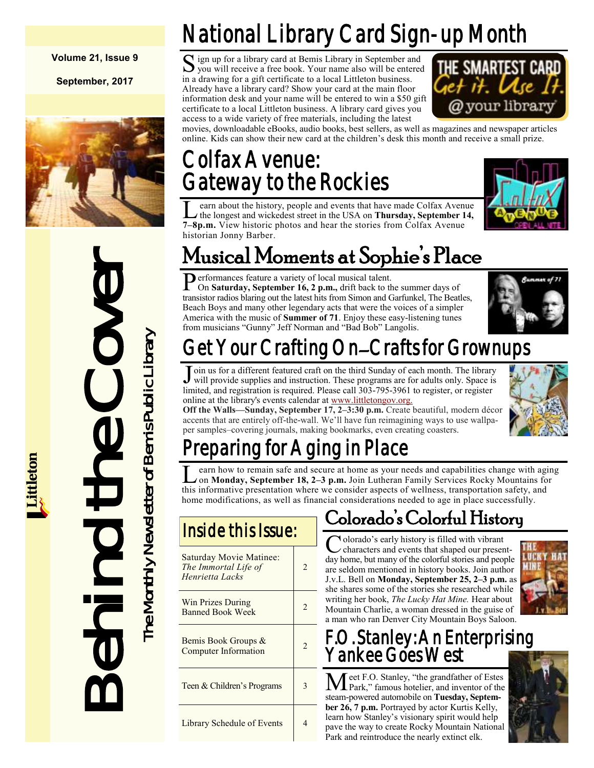Volume 21, Issue 9

September, 2017

# Behind the Cover

The Monthly Newsletter of Bemis Public Library

Littleton

## National Library Card Sign-up Month

Sign up for a library card at Bemis Library in September and you will receive a free book. Your name also will be entered in a drawing for a gift certificate to a local Littleton business. Already have a library card? Show your card at the main floor information desk and your name will be entered to win a $50 gift certificate to a local Littleton business. A library card gives you access to a wide variety of free materials, including the latest movies, downloadable eBooks, audio books, best sellers, as well as magazines and newspaper articles online. Kids can show their new card at the children's desk this month and receive a small prize.

## Colfax Avenue: Gateway to the Rockies

Learn about the history, people and events that have made Colfax Avenue the longest and wickedest street in the USA on **Thursday, September 14, 7–8p.m.** View historic photos and hear the stories from Colfax Avenue historian Jonny Barber.

## Musical Moments at Sophie's Place

Performances feature a variety of local musical talent.

On **Saturday, September 16, 2 p.m.,** drift back to the summer days of transistor radios blaring out the latest hits from Simon and Garfunkel, The Beatles, Beach Boys and many other legendary acts that were the voices of a simpler America with the music of **Summer of 71**. Enjoy these easy-listening tunes from musicians "Gunny" Jeff Norman and "Bad Bob" Langolis.

## Get Your Crafting On—Crafts for Grownups

Join us for a different featured craft on the third Sunday of each month. The library will provide supplies and instruction. These programs are for adults only. Space is limited, and registration is required. Please call 303-795-3961 to register, or register online at the library's events calendar at www.littletongov.org.

**Off the Walls—Sunday, September 17, 2–3:30 p.m.** Create beautiful, modern décor accents that are entirely off-the-wall. We'll have fun reimagining ways to use wallpaper samples–covering journals, making bookmarks, even creating coasters.

## Preparing for Aging in Place

Learn how to remain safe and secure at home as your needs and capabilities change with aging on **Monday, September 18, 2–3 p.m.** Join Lutheran Family Services Rocky Mountains for this informative presentation where we consider aspects of wellness, transportation safety, and home modifications, as well as financial considerations needed to age in place successfully.

## Inside this Issue:

| Article | Page |
|---|---|
| Saturday Movie Matinee: *The Immortal Life of Henrietta Lacks* | 2 |
| Win Prizes During Banned Book Week | 2 |
| Bemis Book Groups & Computer Information | 2 |
| Teen & Children's Programs | 3 |
| Library Schedule of Events | 4 |

## Colorado's Colorful History

Colorado's early history is filled with vibrant characters and events that shaped our present-day home, but many of the colorful stories and people are seldom mentioned in history books. Join author J.v.L. Bell on **Monday, September 25, 2–3 p.m.** as she shares some of the stories she researched while writing her book, *The Lucky Hat Mine.* Hear about Mountain Charlie, a woman dressed in the guise of a man who ran Denver City Mountain Boys Saloon.

## F.O. Stanley: An Enterprising Yankee Goes West

Meet F.O. Stanley, "the grandfather of Estes Park," famous hotelier, and inventor of the steam-powered automobile on **Tuesday, September 26, 7 p.m.** Portrayed by actor Kurtis Kelly, learn how Stanley's visionary spirit would help pave the way to create Rocky Mountain National Park and reintroduce the nearly extinct elk.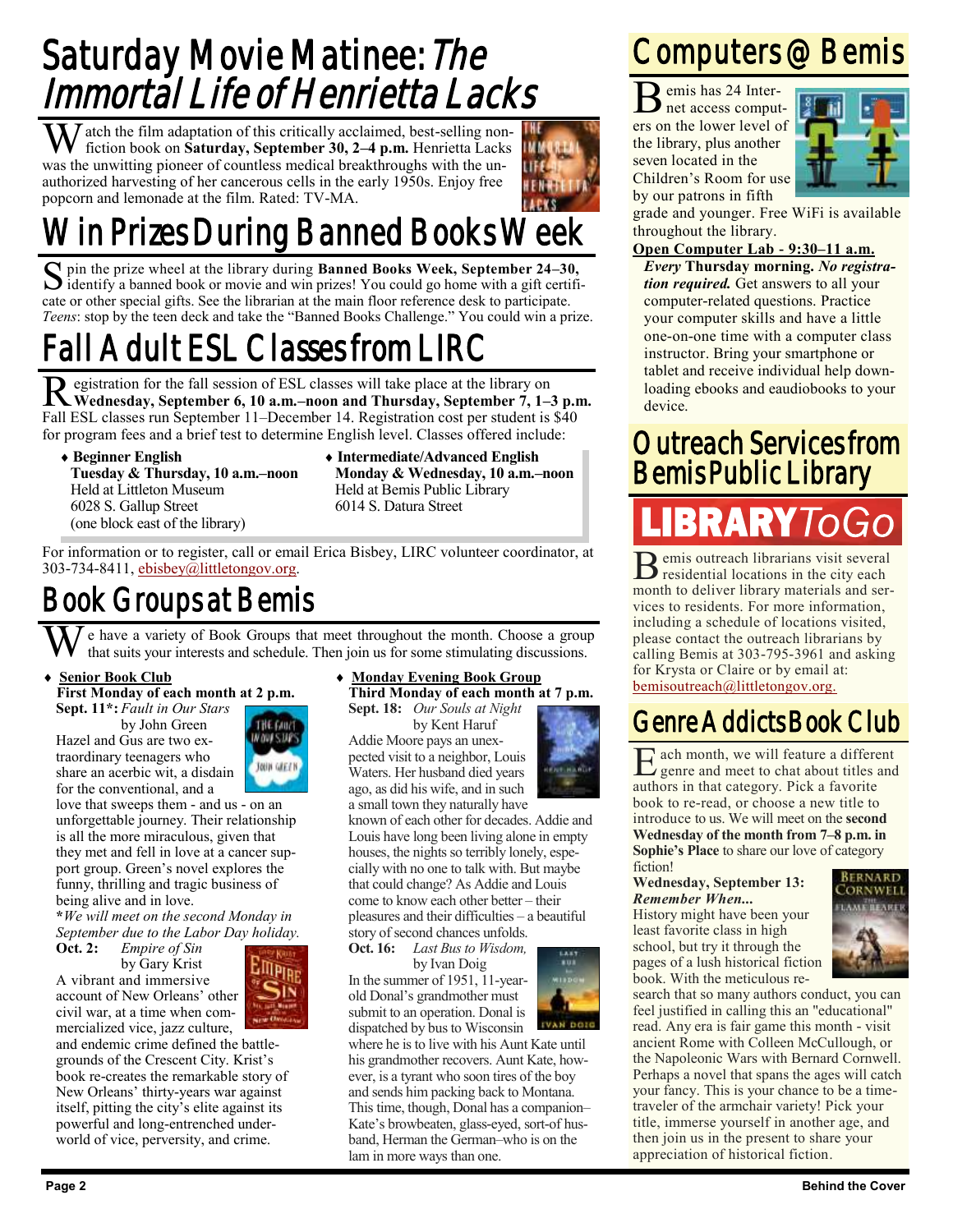# Saturday Movie Matinee: *The Immortal Life of Henrietta Lacks*

Watch the film adaptation of this critically acclaimed, best-selling non-fiction book on **Saturday, September 30, 2–4 p.m.** Henrietta Lacks was the unwitting pioneer of countless medical breakthroughs with the unauthorized harvesting of her cancerous cells in the early 1950s. Enjoy free popcorn and lemonade at the film. Rated: TV-MA.

# Win Prizes During Banned Books Week

Spin the prize wheel at the library during **Banned Books Week, September 24–30,** identify a banned book or movie and win prizes! You could go home with a gift certificate or other special gifts. See the librarian at the main floor reference desk to participate. *Teens*: stop by the teen deck and take the "Banned Books Challenge." You could win a prize.

# Fall Adult ESL Classes from LIRC

Registration for the fall session of ESL classes will take place at the library on **Wednesday, September 6, 10 a.m.–noon and Thursday, September 7, 1–3 p.m.** Fall ESL classes run September 11–December 14. Registration cost per student is $40 for program fees and a brief test to determine English level. Classes offered include:

- **Beginner English**
  **Tuesday & Thursday, 10 a.m.–noon**
  Held at Littleton Museum
  6028 S. Gallup Street
  (one block east of the library)
- **Intermediate/Advanced English**
  **Monday & Wednesday, 10 a.m.–noon**
  Held at Bemis Public Library
  6014 S. Datura Street

For information or to register, call or email Erica Bisbey, LIRC volunteer coordinator, at 303-734-8411, ebisbey@littletongov.org.

# Book Groups at Bemis

We have a variety of Book Groups that meet throughout the month. Choose a group that suits your interests and schedule. Then join us for some stimulating discussions.

- **Senior Book Club**
  **First Monday of each month at 2 p.m.**

**Sept. 11*:** *Fault in Our Stars* by John Green
Hazel and Gus are two extraordinary teenagers who share an acerbic wit, a disdain for the conventional, and a love that sweeps them - and us - on an unforgettable journey. Their relationship is all the more miraculous, given that they met and fell in love at a cancer support group. Green's novel explores the funny, thrilling and tragic business of being alive and in love.
**\****We will meet on the second Monday in September due to the Labor Day holiday.*

**Oct. 2:** *Empire of Sin* by Gary Krist
A vibrant and immersive account of New Orleans' other civil war, at a time when commercialized vice, jazz culture, and endemic crime defined the battlegrounds of the Crescent City. Krist's book re-creates the remarkable story of New Orleans' thirty-years war against itself, pitting the city's elite against its powerful and long-entrenched underworld of vice, perversity, and crime.

- **Monday Evening Book Group**
  **Third Monday of each month at 7 p.m.**

**Sept. 18:** *Our Souls at Night* by Kent Haruf
Addie Moore pays an unexpected visit to a neighbor, Louis Waters. Her husband died years ago, as did his wife, and in such a small town they naturally have known of each other for decades. Addie and Louis have long been living alone in empty houses, the nights so terribly lonely, especially with no one to talk with. But maybe that could change? As Addie and Louis come to know each other better – their pleasures and their difficulties – a beautiful story of second chances unfolds.

**Oct. 16:** *Last Bus to Wisdom,* by Ivan Doig
In the summer of 1951, 11-year-old Donal's grandmother must submit to an operation. Donal is dispatched by bus to Wisconsin where he is to live with his Aunt Kate until his grandmother recovers. Aunt Kate, however, is a tyrant who soon tires of the boy and sends him packing back to Montana. This time, though, Donal has a companion–Kate's browbeaten, glass-eyed, sort-of husband, Herman the German–who is on the lam in more ways than one.

# Computers @ Bemis

Bemis has 24 Internet access computers on the lower level of the library, plus another seven located in the Children's Room for use by our patrons in fifth grade and younger. Free WiFi is available throughout the library.

**Open Computer Lab - 9:30–11 a.m.**
***Every*** **Thursday morning.** ***No registration required.*** Get answers to all your computer-related questions. Practice your computer skills and have a little one-on-one time with a computer class instructor. Bring your smartphone or tablet and receive individual help downloading ebooks and eaudiobooks to your device.

# Outreach Services from Bemis Public Library

**LIBRARY** *ToGo*

Bemis outreach librarians visit several residential locations in the city each month to deliver library materials and services to residents. For more information, including a schedule of locations visited, please contact the outreach librarians by calling Bemis at 303-795-3961 and asking for Krysta or Claire or by email at: bemisoutreach@littletongov.org.

# Genre Addicts Book Club

Each month, we will feature a different genre and meet to chat about titles and authors in that category. Pick a favorite book to re-read, or choose a new title to introduce to us. We will meet on the **second Wednesday of the month from 7–8 p.m. in Sophie's Place** to share our love of category fiction!

**Wednesday, September 13:** ***Remember When...***
History might have been your least favorite class in high school, but try it through the pages of a lush historical fiction book. With the meticulous research that so many authors conduct, you can feel justified in calling this an "educational" read. Any era is fair game this month - visit ancient Rome with Colleen McCullough, or the Napoleonic Wars with Bernard Cornwell. Perhaps a novel that spans the ages will catch your fancy. This is your chance to be a time-traveler of the armchair variety! Pick your title, immerse yourself in another age, and then join us in the present to share your appreciation of historical fiction.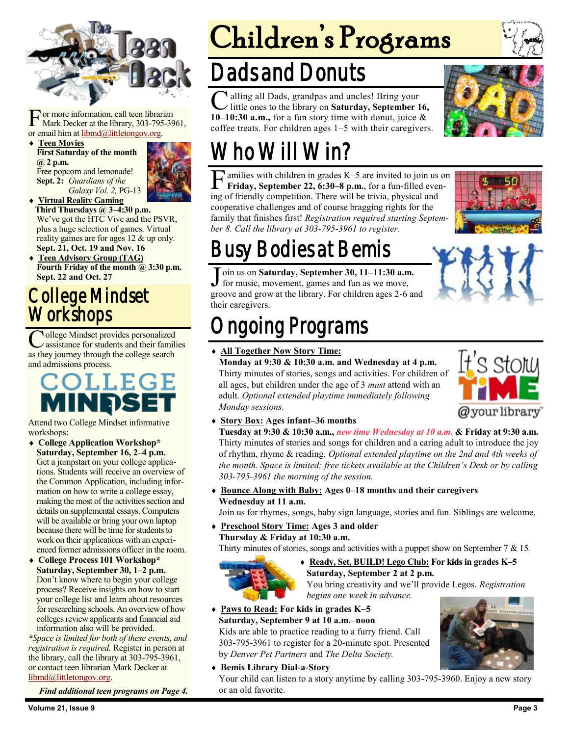For more information, call teen librarian Mark Decker at the library, 303-795-3961, or email him at libmd@littletongov.org.

- **Teen Movies**
  **First Saturday of the month @ 2 p.m.**
  Free popcorn and lemonade!
  **Sept. 2:** *Guardians of the Galaxy Vol. 2,* PG-13
- **Virtual Reality Gaming**
  **Third Thursdays @ 3–4:30 p.m.**
  We've got the HTC Vive and the PSVR, plus a huge selection of games. Virtual reality games are for ages 12 & up only.
  **Sept. 21, Oct. 19 and Nov. 16**
- **Teen Advisory Group (TAG)**
  **Fourth Friday of the month @ 3:30 p.m.**
  **Sept. 22 and Oct. 27**

## College Mindset Workshops

College Mindset provides personalized assistance for students and their families as they journey through the college search and admissions process.

Attend two College Mindset informative workshops:

- **College Application Workshop\***
  **Saturday, September 16, 2–4 p.m.**
  Get a jumpstart on your college applications. Students will receive an overview of the Common Application, including information on how to write a college essay, making the most of the activities section and details on supplemental essays. Computers will be available or bring your own laptop because there will be time for students to work on their applications with an experienced former admissions officer in the room.
- **College Process 101 Workshop\***
  **Saturday, September 30, 1–2 p.m.**
  Don't know where to begin your college process? Receive insights on how to start your college list and learn about resources for researching schools. An overview of how colleges review applicants and financial aid information also will be provided.

*\*Space is limited for both of these events, and registration is required.* Register in person at the library, call the library at 303-795-3961, or contact teen librarian Mark Decker at libmd@littletongov.org.

***Find additional teen programs on Page 4.***

# Children's Programs

## Dads and Donuts

Calling all Dads, grandpas and uncles! Bring your little ones to the library on **Saturday, September 16, 10–10:30 a.m.,** for a fun story time with donut, juice & coffee treats. For children ages 1–5 with their caregivers.

## Who Will Win?

Families with children in grades K–5 are invited to join us on **Friday, September 22, 6:30–8 p.m.**, for a fun-filled evening of friendly competition. There will be trivia, physical and cooperative challenges and of course bragging rights for the family that finishes first! *Registration required starting September 8. Call the library at 303-795-3961 to register.*

## Busy Bodies at Bemis

Join us on **Saturday, September 30, 11–11:30 a.m.** for music, movement, games and fun as we move, groove and grow at the library. For children ages 2-6 and their caregivers.

## Ongoing Programs

- **All Together Now Story Time:**
  **Monday at 9:30 & 10:30 a.m. and Wednesday at 4 p.m.**
  Thirty minutes of stories, songs and activities. For children of all ages, but children under the age of 3 *must* attend with an adult. *Optional extended playtime immediately following Monday sessions.*
- **Story Box:** **Ages infant–36 months**
  **Tuesday at 9:30 & 10:30 a.m.,** *new time Wednesday at 10 a.m.* **& Friday at 9:30 a.m.**
  Thirty minutes of stories and songs for children and a caring adult to introduce the joy of rhythm, rhyme & reading. *Optional extended playtime on the 2nd and 4th weeks of the month. Space is limited; free tickets available at the Children's Desk or by calling 303-795-3961 the morning of the session.*
- **Bounce Along with Baby:** **Ages 0–18 months and their caregivers**
  **Wednesday at 11 a.m.**
  Join us for rhymes, songs, baby sign language, stories and fun. Siblings are welcome.
- **Preschool Story Time:** **Ages 3 and older**
  **Thursday & Friday at 10:30 a.m.**
  Thirty minutes of stories, songs and activities with a puppet show on September 7 & 15.
- **Ready, Set, BUILD! Lego Club:** **For kids in grades K–5**
  **Saturday, September 2 at 2 p.m.**
  You bring creativity and we'll provide Legos. *Registration begins one week in advance.*
- **Paws to Read:** **For kids in grades K–5**
  **Saturday, September 9 at 10 a.m.–noon**
  Kids are able to practice reading to a furry friend. Call 303-795-3961 to register for a 20-minute spot. Presented by *Denver Pet Partners* and *The Delta Society.*
- **Bemis Library Dial-a-Story**
  Your child can listen to a story anytime by calling 303-795-3960. Enjoy a new story or an old favorite.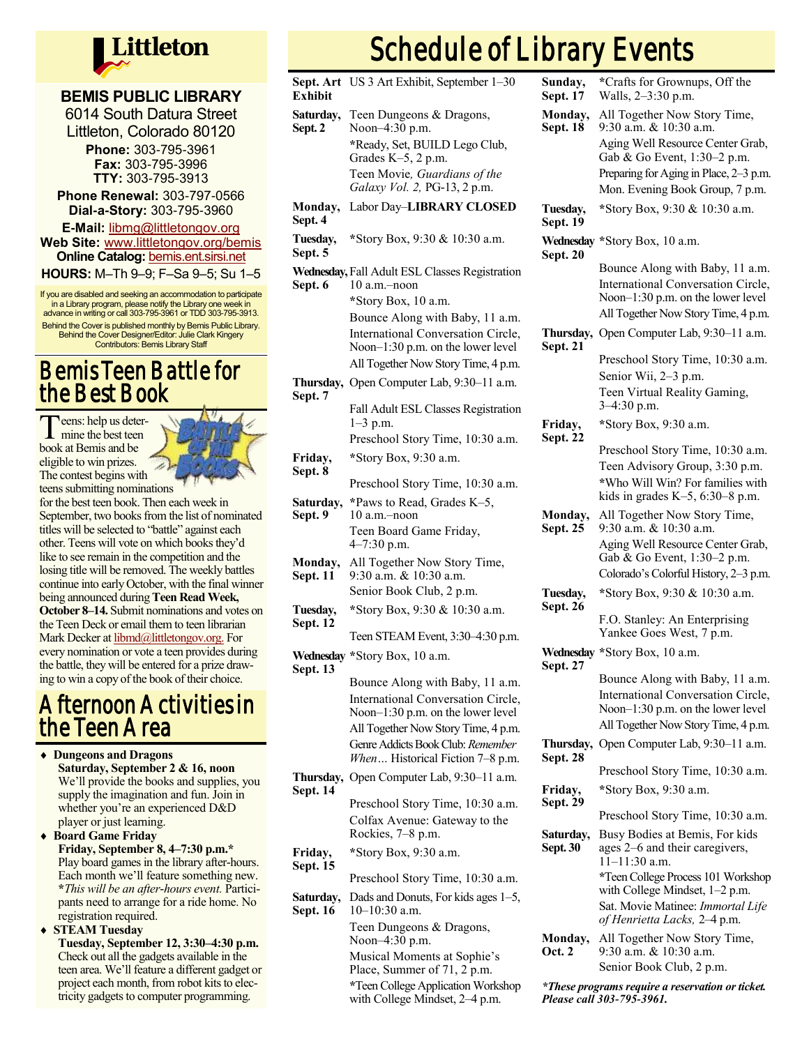# Littleton

**BEMIS PUBLIC LIBRARY**
6014 South Datura Street
Littleton, Colorado 80120

**Phone:** 303-795-3961
**Fax:** 303-795-3996
**TTY:** 303-795-3913

**Phone Renewal:** 303-797-0566
**Dial-a-Story:** 303-795-3960

**E-Mail:** libmg@littletongov.org
**Web Site:** www.littletongov.org/bemis
**Online Catalog:** bemis.ent.sirsi.net

**HOURS:** M–Th 9–9; F–Sa 9–5; Su 1–5

If you are disabled and seeking an accommodation to participate in a Library program, please notify the Library one week in advance in writing or call 303-795-3961 or TDD 303-795-3913.

Behind the Cover is published monthly by Bemis Public Library. Behind the Cover Designer/Editor: Julie Clark Kingery Contributors: Bemis Library Staff

## Bemis Teen Battle for the Best Book

Teens: help us determine the best teen book at Bemis and be eligible to win prizes. The contest begins with teens submitting nominations for the best teen book. Then each week in September, two books from the list of nominated titles will be selected to "battle" against each other. Teens will vote on which books they'd like to see remain in the competition and the losing title will be removed. The weekly battles continue into early October, with the final winner being announced during **Teen Read Week, October 8–14.** Submit nominations and votes on the Teen Deck or email them to teen librarian Mark Decker at libmd@littletongov.org. For every nomination or vote a teen provides during the battle, they will be entered for a prize drawing to win a copy of the book of their choice.

## Afternoon Activities in the Teen Area

- **Dungeons and Dragons**
  **Saturday, September 2 & 16, noon**
  We'll provide the books and supplies, you supply the imagination and fun. Join in whether you're an experienced D&D player or just learning.
- **Board Game Friday**
  **Friday, September 8, 4–7:30 p.m.***
  Play board games in the library after-hours. Each month we'll feature something new. **\****This will be an after-hours event.* Participants need to arrange for a ride home. No registration required.
- **STEAM Tuesday**
  **Tuesday, September 12, 3:30–4:30 p.m.**
  Check out all the gadgets available in the teen area. We'll feature a different gadget or project each month, from robot kits to electricity gadgets to computer programming.

# Schedule of Library Events

**Sept. Art Exhibit**
- US 3 Art Exhibit, September 1–30

**Saturday, Sept. 2**
- Teen Dungeons & Dragons, Noon–4:30 p.m.
- *Ready, Set, BUILD Lego Club, Grades K–5, 2 p.m.
- Teen Movie, *Guardians of the Galaxy Vol. 2,* PG-13, 2 p.m.

**Monday, Sept. 4**
- Labor Day–**LIBRARY CLOSED**

**Tuesday, Sept. 5**
- *Story Box, 9:30 & 10:30 a.m.

**Wednesday, Sept. 6**
- Fall Adult ESL Classes Registration 10 a.m.–noon
- *Story Box, 10 a.m.
- Bounce Along with Baby, 11 a.m.
- International Conversation Circle, Noon–1:30 p.m. on the lower level
- All Together Now Story Time, 4 p.m.

**Thursday, Sept. 7**
- Open Computer Lab, 9:30–11 a.m.
- Fall Adult ESL Classes Registration 1–3 p.m.
- Preschool Story Time, 10:30 a.m.

**Friday, Sept. 8**
- *Story Box, 9:30 a.m.
- Preschool Story Time, 10:30 a.m.

**Saturday, Sept. 9**
- *Paws to Read, Grades K–5, 10 a.m.–noon
- Teen Board Game Friday, 4–7:30 p.m.

**Monday, Sept. 11**
- All Together Now Story Time, 9:30 a.m. & 10:30 a.m.
- Senior Book Club, 2 p.m.

**Tuesday, Sept. 12**
- *Story Box, 9:30 & 10:30 a.m.
- Teen STEAM Event, 3:30–4:30 p.m.

**Wednesday Sept. 13**
- *Story Box, 10 a.m.
- Bounce Along with Baby, 11 a.m.
- International Conversation Circle, Noon–1:30 p.m. on the lower level
- All Together Now Story Time, 4 p.m.
- Genre Addicts Book Club: *Remember When…* Historical Fiction 7–8 p.m.

**Thursday, Sept. 14**
- Open Computer Lab, 9:30–11 a.m.
- Preschool Story Time, 10:30 a.m.
- Colfax Avenue: Gateway to the Rockies, 7–8 p.m.

**Friday, Sept. 15**
- *Story Box, 9:30 a.m.
- Preschool Story Time, 10:30 a.m.

**Saturday, Sept. 16**
- Dads and Donuts, For kids ages 1–5, 10–10:30 a.m.
- Teen Dungeons & Dragons, Noon–4:30 p.m.
- Musical Moments at Sophie's Place, Summer of 71, 2 p.m.
- *Teen College Application Workshop with College Mindset, 2–4 p.m.

**Sunday, Sept. 17**
- *Crafts for Grownups, Off the Walls, 2–3:30 p.m.

**Monday, Sept. 18**
- All Together Now Story Time, 9:30 a.m. & 10:30 a.m.
- Aging Well Resource Center Grab, Gab & Go Event, 1:30–2 p.m.
- Preparing for Aging in Place, 2–3 p.m.
- Mon. Evening Book Group, 7 p.m.

**Tuesday, Sept. 19**
- *Story Box, 9:30 & 10:30 a.m.

**Wednesday Sept. 20**
- *Story Box, 10 a.m.
- Bounce Along with Baby, 11 a.m.
- International Conversation Circle, Noon–1:30 p.m. on the lower level
- All Together Now Story Time, 4 p.m.

**Thursday, Sept. 21**
- Open Computer Lab, 9:30–11 a.m.
- Preschool Story Time, 10:30 a.m.
- Senior Wii, 2–3 p.m.
- Teen Virtual Reality Gaming, 3–4:30 p.m.

**Friday, Sept. 22**
- *Story Box, 9:30 a.m.
- Preschool Story Time, 10:30 a.m.
- Teen Advisory Group, 3:30 p.m.
- *Who Will Win? For families with kids in grades K–5, 6:30–8 p.m.

**Monday, Sept. 25**
- All Together Now Story Time, 9:30 a.m. & 10:30 a.m.
- Aging Well Resource Center Grab, Gab & Go Event, 1:30–2 p.m.
- Colorado's Colorful History, 2–3 p.m.

**Tuesday, Sept. 26**
- *Story Box, 9:30 & 10:30 a.m.
- F.O. Stanley: An Enterprising Yankee Goes West, 7 p.m.

**Wednesday Sept. 27**
- *Story Box, 10 a.m.
- Bounce Along with Baby, 11 a.m.
- International Conversation Circle, Noon–1:30 p.m. on the lower level
- All Together Now Story Time, 4 p.m.

**Thursday, Sept. 28**
- Open Computer Lab, 9:30–11 a.m.
- Preschool Story Time, 10:30 a.m.

**Friday, Sept. 29**
- *Story Box, 9:30 a.m.
- Preschool Story Time, 10:30 a.m.

**Saturday, Sept. 30**
- Busy Bodies at Bemis, For kids ages 2–6 and their caregivers, 11–11:30 a.m.
- *Teen College Process 101 Workshop with College Mindset, 1–2 p.m.
- Sat. Movie Matinee: *Immortal Life of Henrietta Lacks,* 2–4 p.m.

**Monday, Oct. 2**
- All Together Now Story Time, 9:30 a.m. & 10:30 a.m.
- Senior Book Club, 2 p.m.

***These programs require a reservation or ticket. Please call 303-795-3961.***